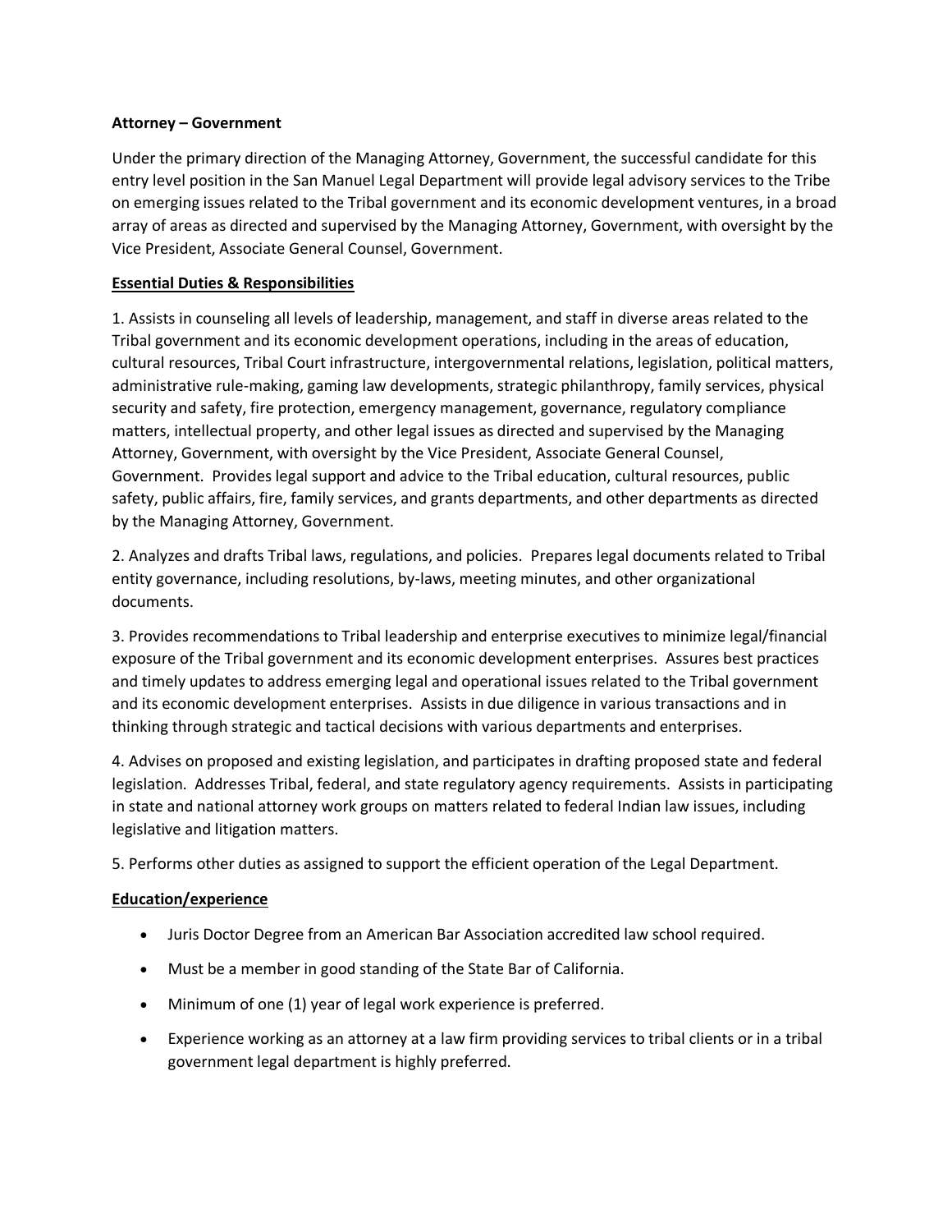**Attorney – Government**

Under the primary direction of the Managing Attorney, Government, the successful candidate for this entry level position in the San Manuel Legal Department will provide legal advisory services to the Tribe on emerging issues related to the Tribal government and its economic development ventures, in a broad array of areas as directed and supervised by the Managing Attorney, Government, with oversight by the Vice President, Associate General Counsel, Government.

**Essential Duties & Responsibilities**

1. Assists in counseling all levels of leadership, management, and staff in diverse areas related to the Tribal government and its economic development operations, including in the areas of education, cultural resources, Tribal Court infrastructure, intergovernmental relations, legislation, political matters, administrative rule-making, gaming law developments, strategic philanthropy, family services, physical security and safety, fire protection, emergency management, governance, regulatory compliance matters, intellectual property, and other legal issues as directed and supervised by the Managing Attorney, Government, with oversight by the Vice President, Associate General Counsel, Government. Provides legal support and advice to the Tribal education, cultural resources, public safety, public affairs, fire, family services, and grants departments, and other departments as directed by the Managing Attorney, Government.

2. Analyzes and drafts Tribal laws, regulations, and policies. Prepares legal documents related to Tribal entity governance, including resolutions, by-laws, meeting minutes, and other organizational documents.

3. Provides recommendations to Tribal leadership and enterprise executives to minimize legal/financial exposure of the Tribal government and its economic development enterprises. Assures best practices and timely updates to address emerging legal and operational issues related to the Tribal government and its economic development enterprises. Assists in due diligence in various transactions and in thinking through strategic and tactical decisions with various departments and enterprises.

4. Advises on proposed and existing legislation, and participates in drafting proposed state and federal legislation. Addresses Tribal, federal, and state regulatory agency requirements. Assists in participating in state and national attorney work groups on matters related to federal Indian law issues, including legislative and litigation matters.

5. Performs other duties as assigned to support the efficient operation of the Legal Department.

**Education/experience**

- Juris Doctor Degree from an American Bar Association accredited law school required.
- Must be a member in good standing of the State Bar of California.
- Minimum of one (1) year of legal work experience is preferred.
- Experience working as an attorney at a law firm providing services to tribal clients or in a tribal government legal department is highly preferred.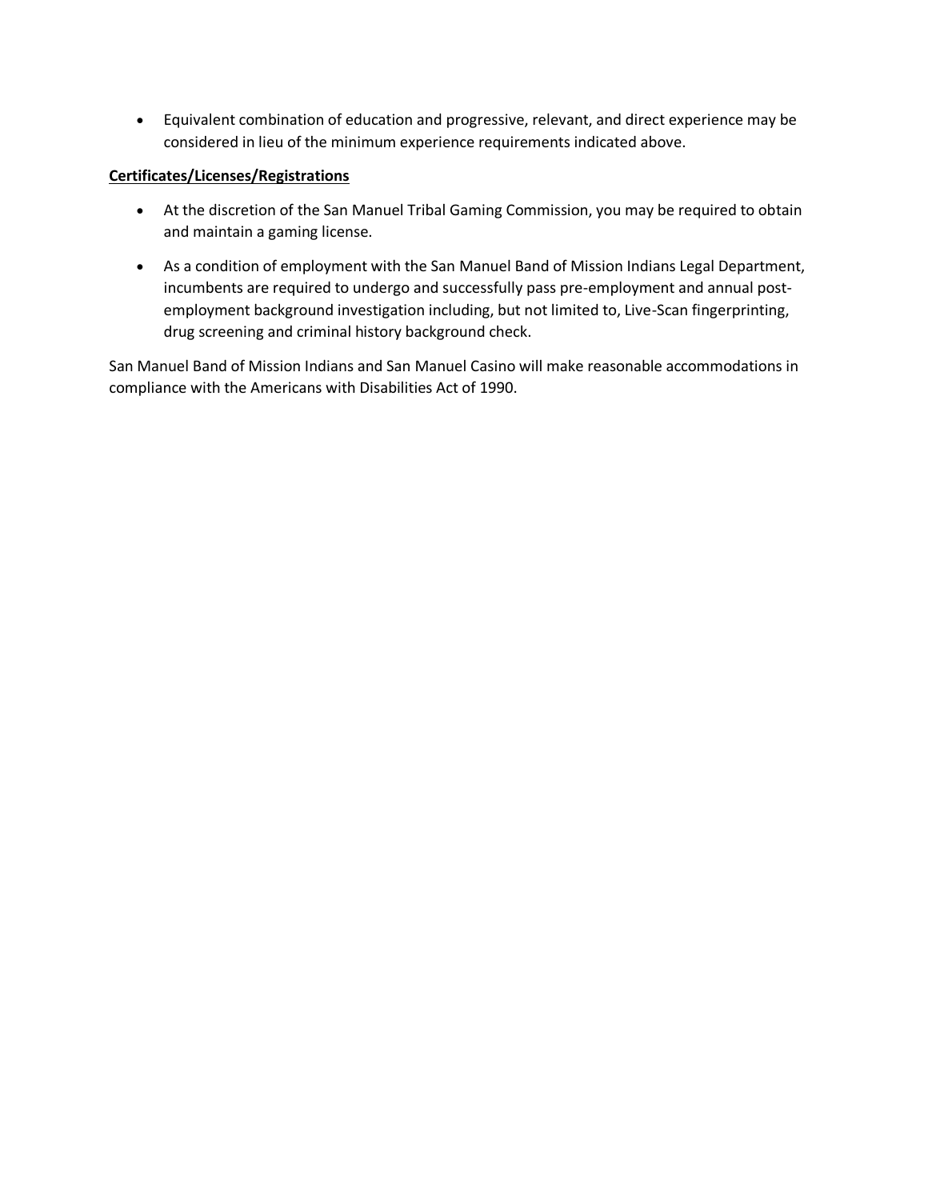- Equivalent combination of education and progressive, relevant, and direct experience may be considered in lieu of the minimum experience requirements indicated above.

**Certificates/Licenses/Registrations**

- At the discretion of the San Manuel Tribal Gaming Commission, you may be required to obtain and maintain a gaming license.
- As a condition of employment with the San Manuel Band of Mission Indians Legal Department, incumbents are required to undergo and successfully pass pre-employment and annual post-employment background investigation including, but not limited to, Live-Scan fingerprinting, drug screening and criminal history background check.

San Manuel Band of Mission Indians and San Manuel Casino will make reasonable accommodations in compliance with the Americans with Disabilities Act of 1990.